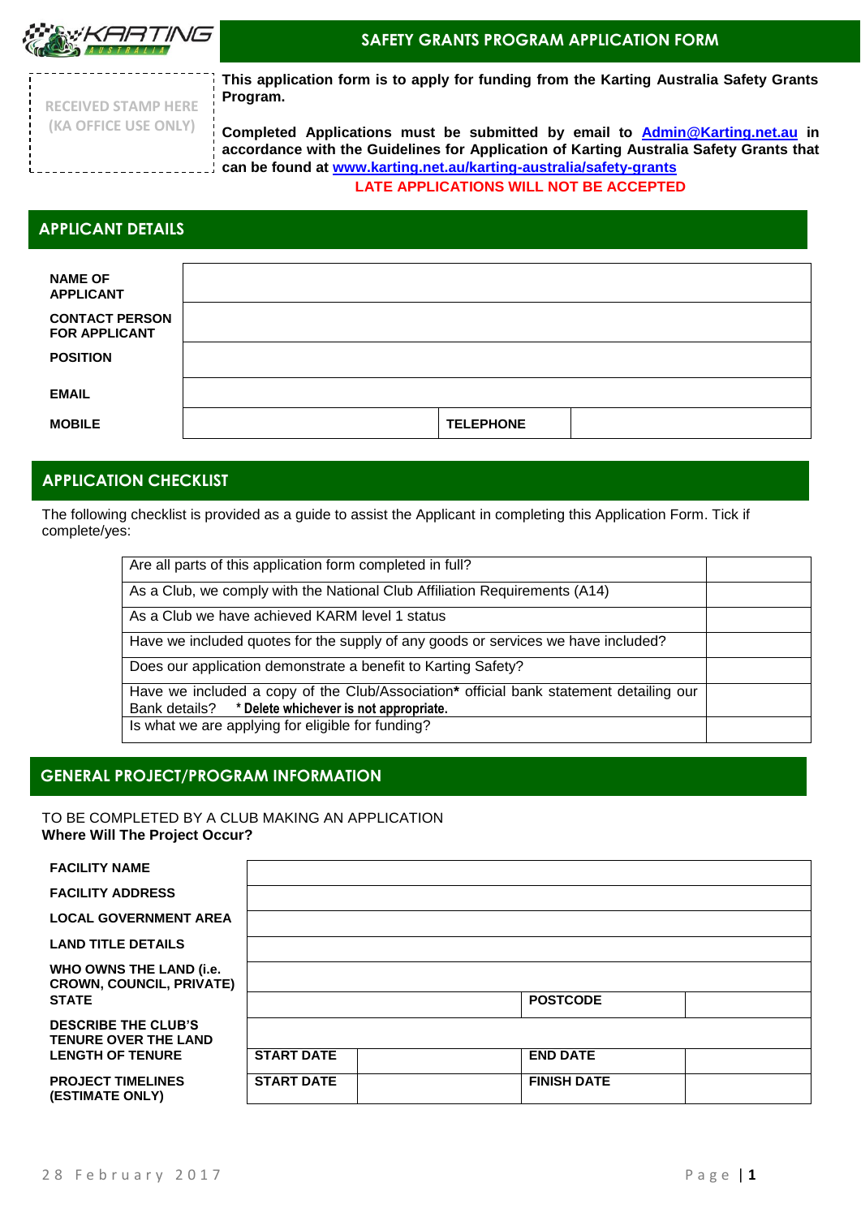## SAFETY GRANTS PROGRAM APPLICATION FORM

RECEIVED STAMP HERE
(KA OFFICE USE ONLY)

**This application form is to apply for funding from the Karting Australia Safety Grants Program.**

**Completed Applications must be submitted by email to [Admin@Karting.net.au](mailto:Admin@Karting.net.au) in accordance with the Guidelines for Application of Karting Australia Safety Grants that can be found at [www.karting.net.au/karting-australia/safety-grants](http://www.karting.net.au/karting-australia/safety-grants)**

**LATE APPLICATIONS WILL NOT BE ACCEPTED**

## APPLICANT DETAILS

| | | | |
|---|---|---|---|
| **NAME OF APPLICANT** | | | |
| **CONTACT PERSON FOR APPLICANT** | | | |
| **POSITION** | | | |
| **EMAIL** | | | |
| **MOBILE** | | **TELEPHONE** | |

## APPLICATION CHECKLIST

The following checklist is provided as a guide to assist the Applicant in completing this Application Form. Tick if complete/yes:

| | |
|---|---|
| Are all parts of this application form completed in full? | |
| As a Club, we comply with the National Club Affiliation Requirements (A14) | |
| As a Club we have achieved KARM level 1 status | |
| Have we included quotes for the supply of any goods or services we have included? | |
| Does our application demonstrate a benefit to Karting Safety? | |
| Have we included a copy of the Club/Association* official bank statement detailing our Bank details? **\* Delete whichever is not appropriate.** | |
| Is what we are applying for eligible for funding? | |

## GENERAL PROJECT/PROGRAM INFORMATION

TO BE COMPLETED BY A CLUB MAKING AN APPLICATION
**Where Will The Project Occur?**

| | | | | |
|---|---|---|---|---|
| **FACILITY NAME** | | | | |
| **FACILITY ADDRESS** | | | | |
| **LOCAL GOVERNMENT AREA** | | | | |
| **LAND TITLE DETAILS** | | | | |
| **WHO OWNS THE LAND (i.e. CROWN, COUNCIL, PRIVATE)** | | | | |
| **STATE** | | | **POSTCODE** | |
| **DESCRIBE THE CLUB'S TENURE OVER THE LAND** | | | | |
| **LENGTH OF TENURE** | **START DATE** | | **END DATE** | |
| **PROJECT TIMELINES (ESTIMATE ONLY)** | **START DATE** | | **FINISH DATE** | |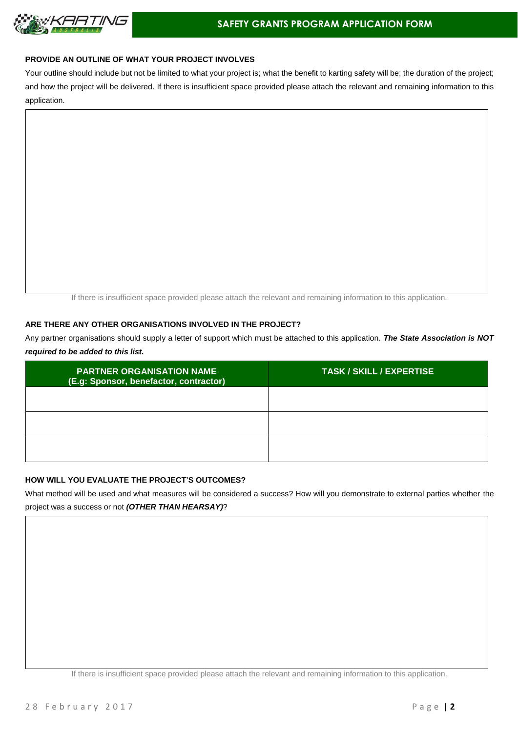# SAFETY GRANTS PROGRAM APPLICATION FORM

**PROVIDE AN OUTLINE OF WHAT YOUR PROJECT INVOLVES**

Your outline should include but not be limited to what your project is; what the benefit to karting safety will be; the duration of the project; and how the project will be delivered. If there is insufficient space provided please attach the relevant and remaining information to this application.

| |
|---|
| |

If there is insufficient space provided please attach the relevant and remaining information to this application.

**ARE THERE ANY OTHER ORGANISATIONS INVOLVED IN THE PROJECT?**

Any partner organisations should supply a letter of support which must be attached to this application. ***The State Association is NOT required to be added to this list.***

| PARTNER ORGANISATION NAME (E.g: Sponsor, benefactor, contractor) | TASK / SKILL / EXPERTISE |
|---|---|
| | |
| | |
| | |

**HOW WILL YOU EVALUATE THE PROJECT'S OUTCOMES?**

What method will be used and what measures will be considered a success? How will you demonstrate to external parties whether the project was a success or not ***(OTHER THAN HEARSAY)***?

| |
|---|
| |

If there is insufficient space provided please attach the relevant and remaining information to this application.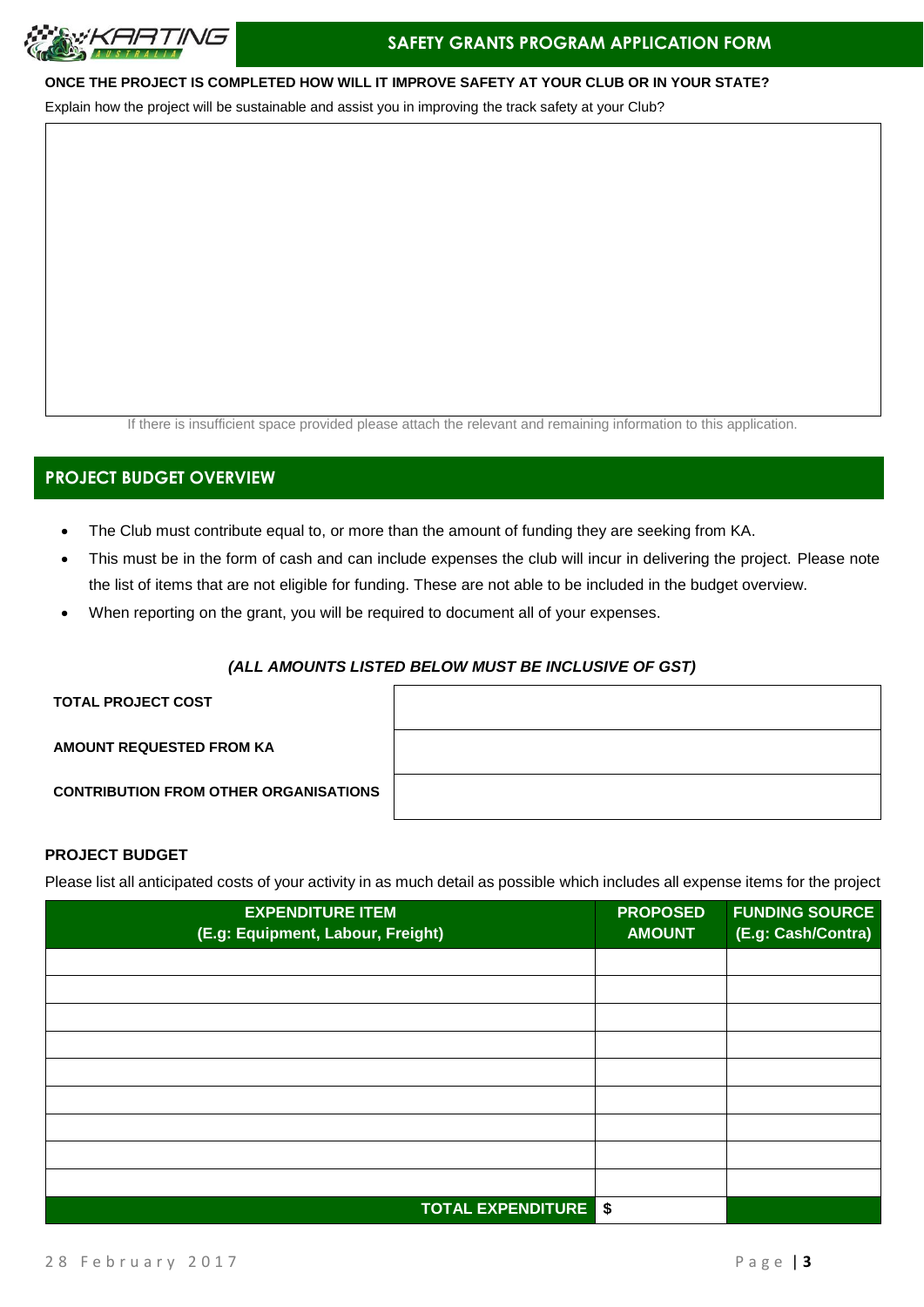**ONCE THE PROJECT IS COMPLETED HOW WILL IT IMPROVE SAFETY AT YOUR CLUB OR IN YOUR STATE?**

Explain how the project will be sustainable and assist you in improving the track safety at your Club?

| |
|---|
| |

If there is insufficient space provided please attach the relevant and remaining information to this application.

## PROJECT BUDGET OVERVIEW

- The Club must contribute equal to, or more than the amount of funding they are seeking from KA.
- This must be in the form of cash and can include expenses the club will incur in delivering the project. Please note the list of items that are not eligible for funding. These are not able to be included in the budget overview.
- When reporting on the grant, you will be required to document all of your expenses.

***(ALL AMOUNTS LISTED BELOW MUST BE INCLUSIVE OF GST)***

| | |
|---|---|
| **TOTAL PROJECT COST** | |
| **AMOUNT REQUESTED FROM KA** | |
| **CONTRIBUTION FROM OTHER ORGANISATIONS** | |

**PROJECT BUDGET**

Please list all anticipated costs of your activity in as much detail as possible which includes all expense items for the project

| EXPENDITURE ITEM (E.g: Equipment, Labour, Freight) | PROPOSED AMOUNT | FUNDING SOURCE (E.g: Cash/Contra) |
|---|---|---|
| | | |
| | | |
| | | |
| | | |
| | | |
| | | |
| | | |
| | | |
| | | |
| **TOTAL EXPENDITURE** | $ | |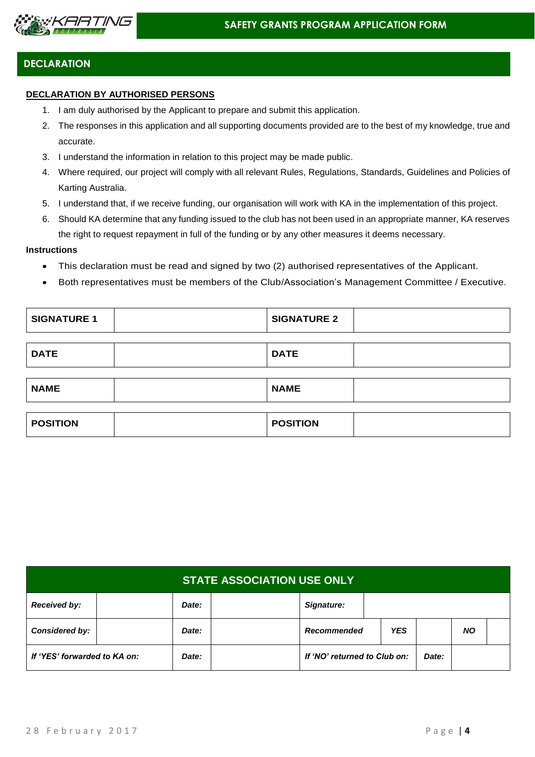## DECLARATION

**DECLARATION BY AUTHORISED PERSONS**

1. I am duly authorised by the Applicant to prepare and submit this application.
2. The responses in this application and all supporting documents provided are to the best of my knowledge, true and accurate.
3. I understand the information in relation to this project may be made public.
4. Where required, our project will comply with all relevant Rules, Regulations, Standards, Guidelines and Policies of Karting Australia.
5. I understand that, if we receive funding, our organisation will work with KA in the implementation of this project.
6. Should KA determine that any funding issued to the club has not been used in an appropriate manner, KA reserves the right to request repayment in full of the funding or by any other measures it deems necessary.

**Instructions**

- This declaration must be read and signed by two (2) authorised representatives of the Applicant.
- Both representatives must be members of the Club/Association's Management Committee / Executive.

| | | | |
|---|---|---|---|
| **SIGNATURE 1** | | **SIGNATURE 2** | |
| **DATE** | | **DATE** | |
| **NAME** | | **NAME** | |
| **POSITION** | | **POSITION** | |

| **STATE ASSOCIATION USE ONLY** | | | | | | | | | |
|---|---|---|---|---|---|---|---|---|---|
| ***Received by:*** | | ***Date:*** | | ***Signature:*** | | | | | |
| ***Considered by:*** | | ***Date:*** | | ***Recommended*** | ***YES*** | | ***NO*** | | |
| ***If 'YES' forwarded to KA on:*** | | ***Date:*** | | ***If 'NO' returned to Club on:*** | | ***Date:*** | | | |